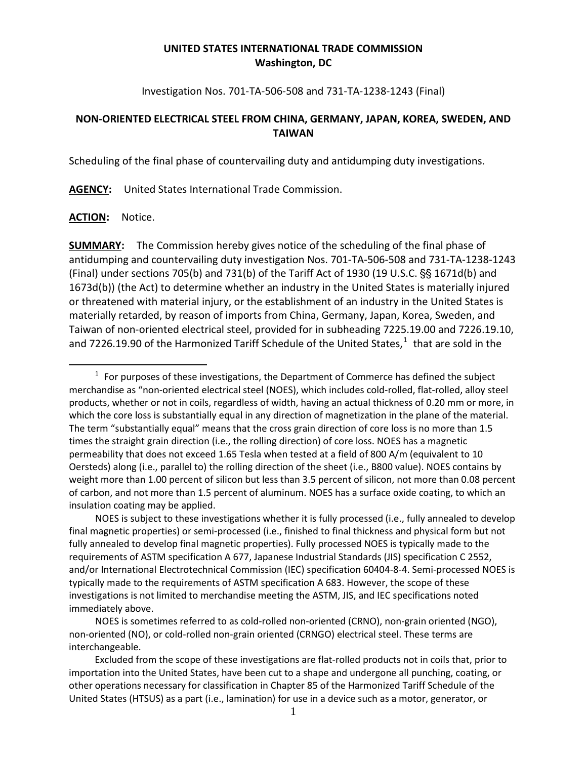**UNITED STATES INTERNATIONAL TRADE COMMISSION**
**Washington, DC**

Investigation Nos. 701-TA-506-508 and 731-TA-1238-1243 (Final)

## NON-ORIENTED ELECTRICAL STEEL FROM CHINA, GERMANY, JAPAN, KOREA, SWEDEN, AND TAIWAN

Scheduling of the final phase of countervailing duty and antidumping duty investigations.

**AGENCY:** United States International Trade Commission.

**ACTION:** Notice.

**SUMMARY:** The Commission hereby gives notice of the scheduling of the final phase of antidumping and countervailing duty investigation Nos. 701-TA-506-508 and 731-TA-1238-1243 (Final) under sections 705(b) and 731(b) of the Tariff Act of 1930 (19 U.S.C. §§ 1671d(b) and 1673d(b)) (the Act) to determine whether an industry in the United States is materially injured or threatened with material injury, or the establishment of an industry in the United States is materially retarded, by reason of imports from China, Germany, Japan, Korea, Sweden, and Taiwan of non-oriented electrical steel, provided for in subheading 7225.19.00 and 7226.19.10, and 7226.19.90 of the Harmonized Tariff Schedule of the United States,[1] that are sold in the

---

[1] For purposes of these investigations, the Department of Commerce has defined the subject merchandise as "non-oriented electrical steel (NOES), which includes cold-rolled, flat-rolled, alloy steel products, whether or not in coils, regardless of width, having an actual thickness of 0.20 mm or more, in which the core loss is substantially equal in any direction of magnetization in the plane of the material. The term "substantially equal" means that the cross grain direction of core loss is no more than 1.5 times the straight grain direction (i.e., the rolling direction) of core loss. NOES has a magnetic permeability that does not exceed 1.65 Tesla when tested at a field of 800 A/m (equivalent to 10 Oersteds) along (i.e., parallel to) the rolling direction of the sheet (i.e., B800 value). NOES contains by weight more than 1.00 percent of silicon but less than 3.5 percent of silicon, not more than 0.08 percent of carbon, and not more than 1.5 percent of aluminum. NOES has a surface oxide coating, to which an insulation coating may be applied.

NOES is subject to these investigations whether it is fully processed (i.e., fully annealed to develop final magnetic properties) or semi-processed (i.e., finished to final thickness and physical form but not fully annealed to develop final magnetic properties). Fully processed NOES is typically made to the requirements of ASTM specification A 677, Japanese Industrial Standards (JIS) specification C 2552, and/or International Electrotechnical Commission (IEC) specification 60404-8-4. Semi-processed NOES is typically made to the requirements of ASTM specification A 683. However, the scope of these investigations is not limited to merchandise meeting the ASTM, JIS, and IEC specifications noted immediately above.

NOES is sometimes referred to as cold-rolled non-oriented (CRNO), non-grain oriented (NGO), non-oriented (NO), or cold-rolled non-grain oriented (CRNGO) electrical steel. These terms are interchangeable.

Excluded from the scope of these investigations are flat-rolled products not in coils that, prior to importation into the United States, have been cut to a shape and undergone all punching, coating, or other operations necessary for classification in Chapter 85 of the Harmonized Tariff Schedule of the United States (HTSUS) as a part (i.e., lamination) for use in a device such as a motor, generator, or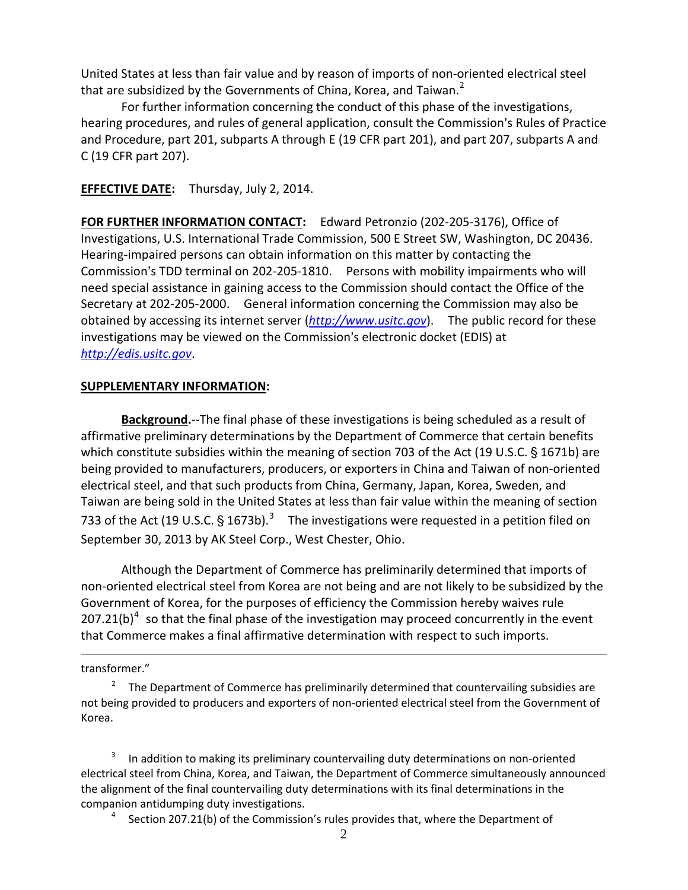United States at less than fair value and by reason of imports of non-oriented electrical steel that are subsidized by the Governments of China, Korea, and Taiwan.[2]

For further information concerning the conduct of this phase of the investigations, hearing procedures, and rules of general application, consult the Commission's Rules of Practice and Procedure, part 201, subparts A through E (19 CFR part 201), and part 207, subparts A and C (19 CFR part 207).

**EFFECTIVE DATE:** Thursday, July 2, 2014.

**FOR FURTHER INFORMATION CONTACT:** Edward Petronzio (202-205-3176), Office of Investigations, U.S. International Trade Commission, 500 E Street SW, Washington, DC 20436. Hearing-impaired persons can obtain information on this matter by contacting the Commission's TDD terminal on 202-205-1810. Persons with mobility impairments who will need special assistance in gaining access to the Commission should contact the Office of the Secretary at 202-205-2000. General information concerning the Commission may also be obtained by accessing its internet server (*http://www.usitc.gov*). The public record for these investigations may be viewed on the Commission's electronic docket (EDIS) at *http://edis.usitc.gov*.

**SUPPLEMENTARY INFORMATION:**

**Background.**--The final phase of these investigations is being scheduled as a result of affirmative preliminary determinations by the Department of Commerce that certain benefits which constitute subsidies within the meaning of section 703 of the Act (19 U.S.C. § 1671b) are being provided to manufacturers, producers, or exporters in China and Taiwan of non-oriented electrical steel, and that such products from China, Germany, Japan, Korea, Sweden, and Taiwan are being sold in the United States at less than fair value within the meaning of section 733 of the Act (19 U.S.C. § 1673b).[3] The investigations were requested in a petition filed on September 30, 2013 by AK Steel Corp., West Chester, Ohio.

Although the Department of Commerce has preliminarily determined that imports of non-oriented electrical steel from Korea are not being and are not likely to be subsidized by the Government of Korea, for the purposes of efficiency the Commission hereby waives rule 207.21(b)[4] so that the final phase of the investigation may proceed concurrently in the event that Commerce makes a final affirmative determination with respect to such imports.

---

transformer."

[2] The Department of Commerce has preliminarily determined that countervailing subsidies are not being provided to producers and exporters of non-oriented electrical steel from the Government of Korea.

[3] In addition to making its preliminary countervailing duty determinations on non-oriented electrical steel from China, Korea, and Taiwan, the Department of Commerce simultaneously announced the alignment of the final countervailing duty determinations with its final determinations in the companion antidumping duty investigations.

[4] Section 207.21(b) of the Commission's rules provides that, where the Department of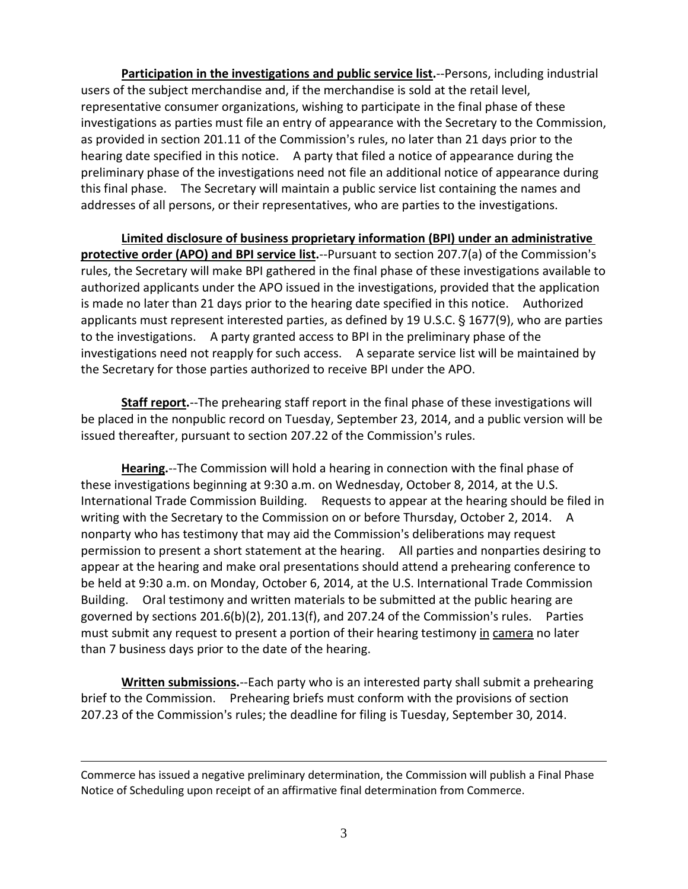**Participation in the investigations and public service list.**--Persons, including industrial users of the subject merchandise and, if the merchandise is sold at the retail level, representative consumer organizations, wishing to participate in the final phase of these investigations as parties must file an entry of appearance with the Secretary to the Commission, as provided in section 201.11 of the Commission's rules, no later than 21 days prior to the hearing date specified in this notice. A party that filed a notice of appearance during the preliminary phase of the investigations need not file an additional notice of appearance during this final phase. The Secretary will maintain a public service list containing the names and addresses of all persons, or their representatives, who are parties to the investigations.

**Limited disclosure of business proprietary information (BPI) under an administrative protective order (APO) and BPI service list.**--Pursuant to section 207.7(a) of the Commission's rules, the Secretary will make BPI gathered in the final phase of these investigations available to authorized applicants under the APO issued in the investigations, provided that the application is made no later than 21 days prior to the hearing date specified in this notice. Authorized applicants must represent interested parties, as defined by 19 U.S.C. § 1677(9), who are parties to the investigations. A party granted access to BPI in the preliminary phase of the investigations need not reapply for such access. A separate service list will be maintained by the Secretary for those parties authorized to receive BPI under the APO.

**Staff report.**--The prehearing staff report in the final phase of these investigations will be placed in the nonpublic record on Tuesday, September 23, 2014, and a public version will be issued thereafter, pursuant to section 207.22 of the Commission's rules.

**Hearing.**--The Commission will hold a hearing in connection with the final phase of these investigations beginning at 9:30 a.m. on Wednesday, October 8, 2014, at the U.S. International Trade Commission Building. Requests to appear at the hearing should be filed in writing with the Secretary to the Commission on or before Thursday, October 2, 2014. A nonparty who has testimony that may aid the Commission's deliberations may request permission to present a short statement at the hearing. All parties and nonparties desiring to appear at the hearing and make oral presentations should attend a prehearing conference to be held at 9:30 a.m. on Monday, October 6, 2014, at the U.S. International Trade Commission Building. Oral testimony and written materials to be submitted at the public hearing are governed by sections 201.6(b)(2), 201.13(f), and 207.24 of the Commission's rules. Parties must submit any request to present a portion of their hearing testimony in camera no later than 7 business days prior to the date of the hearing.

**Written submissions.**--Each party who is an interested party shall submit a prehearing brief to the Commission. Prehearing briefs must conform with the provisions of section 207.23 of the Commission's rules; the deadline for filing is Tuesday, September 30, 2014.

---

Commerce has issued a negative preliminary determination, the Commission will publish a Final Phase Notice of Scheduling upon receipt of an affirmative final determination from Commerce.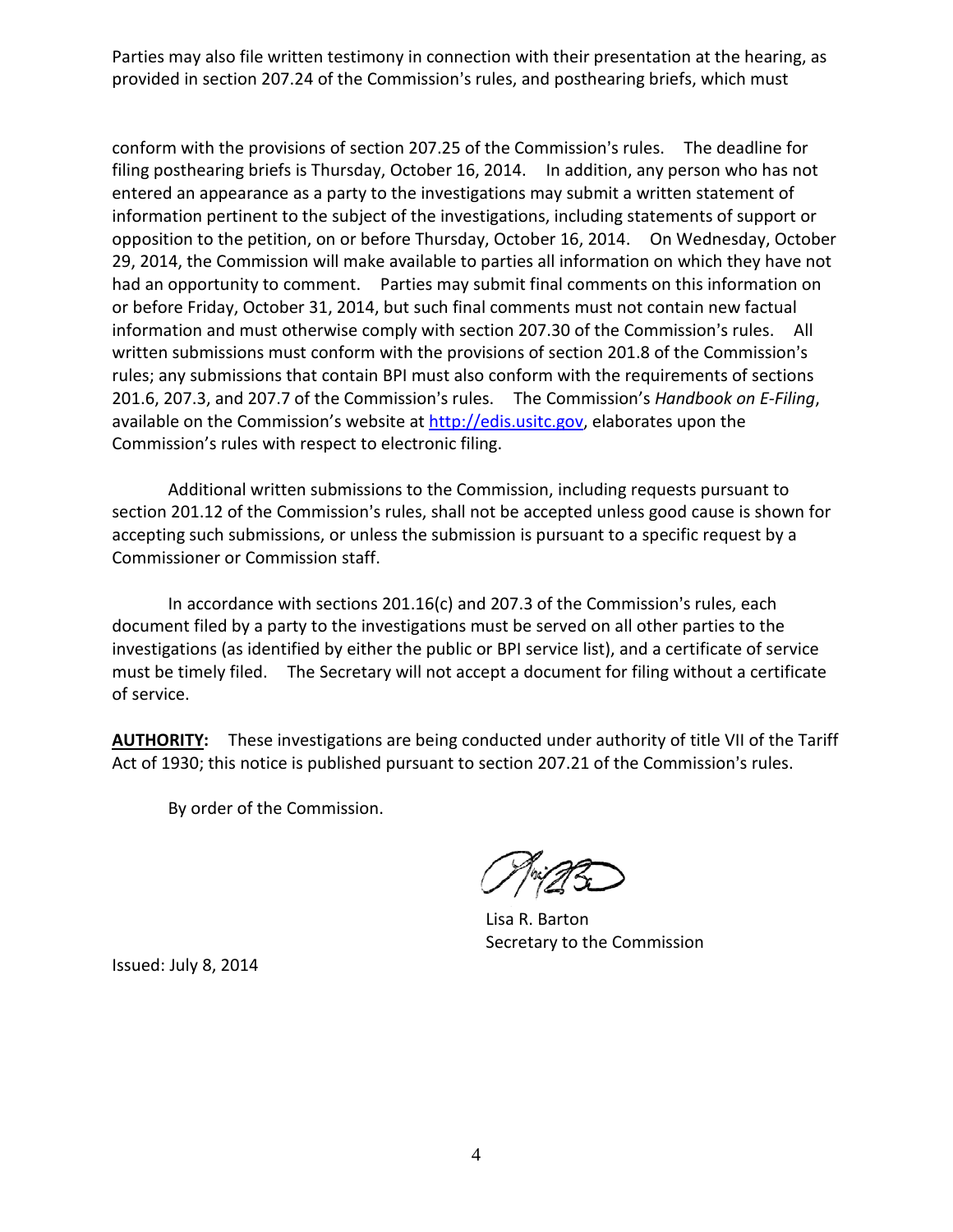Parties may also file written testimony in connection with their presentation at the hearing, as provided in section 207.24 of the Commission's rules, and posthearing briefs, which must

conform with the provisions of section 207.25 of the Commission's rules. The deadline for filing posthearing briefs is Thursday, October 16, 2014. In addition, any person who has not entered an appearance as a party to the investigations may submit a written statement of information pertinent to the subject of the investigations, including statements of support or opposition to the petition, on or before Thursday, October 16, 2014. On Wednesday, October 29, 2014, the Commission will make available to parties all information on which they have not had an opportunity to comment. Parties may submit final comments on this information on or before Friday, October 31, 2014, but such final comments must not contain new factual information and must otherwise comply with section 207.30 of the Commission's rules. All written submissions must conform with the provisions of section 201.8 of the Commission's rules; any submissions that contain BPI must also conform with the requirements of sections 201.6, 207.3, and 207.7 of the Commission's rules. The Commission's *Handbook on E-Filing*, available on the Commission's website at http://edis.usitc.gov, elaborates upon the Commission's rules with respect to electronic filing.

Additional written submissions to the Commission, including requests pursuant to section 201.12 of the Commission's rules, shall not be accepted unless good cause is shown for accepting such submissions, or unless the submission is pursuant to a specific request by a Commissioner or Commission staff.

In accordance with sections 201.16(c) and 207.3 of the Commission's rules, each document filed by a party to the investigations must be served on all other parties to the investigations (as identified by either the public or BPI service list), and a certificate of service must be timely filed. The Secretary will not accept a document for filing without a certificate of service.

**AUTHORITY:** These investigations are being conducted under authority of title VII of the Tariff Act of 1930; this notice is published pursuant to section 207.21 of the Commission's rules.

By order of the Commission.

Lisa R. Barton
Secretary to the Commission

Issued: July 8, 2014